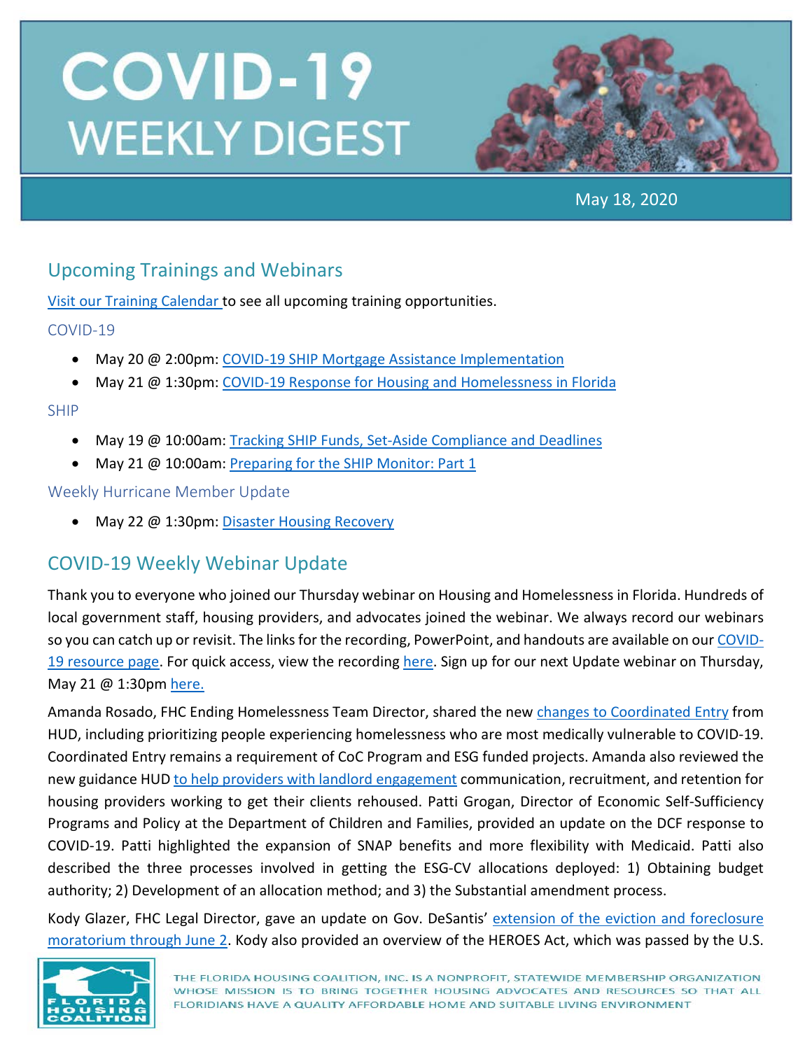# COVID-19 WEEKLY DIGEST

May 18, 2020

## Upcoming Trainings and Webinars

Visit our Training Calendar to see all upcoming training opportunities.

### COVID-19

- May 20 @ 2:00pm: COVID-19 SHIP Mortgage Assistance Implementation
- May 21 @ 1:30pm: COVID-19 Response for Housing and Homelessness in Florida

### SHIP

- May 19 @ 10:00am: Tracking SHIP Funds, Set-Aside Compliance and Deadlines
- May 21 @ 10:00am: Preparing for the SHIP Monitor: Part 1

### Weekly Hurricane Member Update

- May 22 @ 1:30pm: Disaster Housing Recovery

## COVID-19 Weekly Webinar Update

Thank you to everyone who joined our Thursday webinar on Housing and Homelessness in Florida. Hundreds of local government staff, housing providers, and advocates joined the webinar. We always record our webinars so you can catch up or revisit. The links for the recording, PowerPoint, and handouts are available on our COVID-19 resource page. For quick access, view the recording here. Sign up for our next Update webinar on Thursday, May 21 @ 1:30pm here.

Amanda Rosado, FHC Ending Homelessness Team Director, shared the new changes to Coordinated Entry from HUD, including prioritizing people experiencing homelessness who are most medically vulnerable to COVID-19. Coordinated Entry remains a requirement of CoC Program and ESG funded projects. Amanda also reviewed the new guidance HUD to help providers with landlord engagement communication, recruitment, and retention for housing providers working to get their clients rehoused. Patti Grogan, Director of Economic Self-Sufficiency Programs and Policy at the Department of Children and Families, provided an update on the DCF response to COVID-19. Patti highlighted the expansion of SNAP benefits and more flexibility with Medicaid. Patti also described the three processes involved in getting the ESG-CV allocations deployed: 1) Obtaining budget authority; 2) Development of an allocation method; and 3) the Substantial amendment process.

Kody Glazer, FHC Legal Director, gave an update on Gov. DeSantis' extension of the eviction and foreclosure moratorium through June 2. Kody also provided an overview of the HEROES Act, which was passed by the U.S.

THE FLORIDA HOUSING COALITION, INC. IS A NONPROFIT, STATEWIDE MEMBERSHIP ORGANIZATION WHOSE MISSION IS TO BRING TOGETHER HOUSING ADVOCATES AND RESOURCES SO THAT ALL FLORIDIANS HAVE A QUALITY AFFORDABLE HOME AND SUITABLE LIVING ENVIRONMENT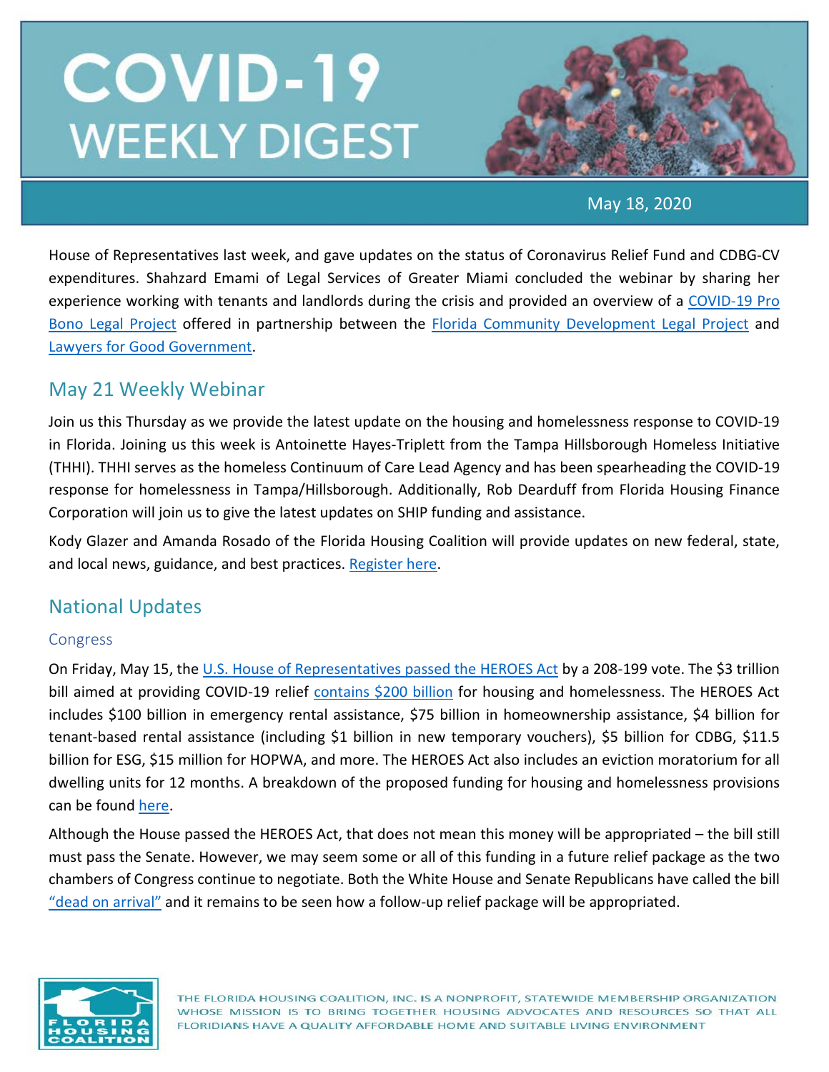House of Representatives last week, and gave updates on the status of Coronavirus Relief Fund and CDBG-CV expenditures. Shahzard Emami of Legal Services of Greater Miami concluded the webinar by sharing her experience working with tenants and landlords during the crisis and provided an overview of a COVID-19 Pro Bono Legal Project offered in partnership between the Florida Community Development Legal Project and Lawyers for Good Government.

## May 21 Weekly Webinar

Join us this Thursday as we provide the latest update on the housing and homelessness response to COVID-19 in Florida. Joining us this week is Antoinette Hayes-Triplett from the Tampa Hillsborough Homeless Initiative (THHI). THHI serves as the homeless Continuum of Care Lead Agency and has been spearheading the COVID-19 response for homelessness in Tampa/Hillsborough. Additionally, Rob Dearduff from Florida Housing Finance Corporation will join us to give the latest updates on SHIP funding and assistance.

Kody Glazer and Amanda Rosado of the Florida Housing Coalition will provide updates on new federal, state, and local news, guidance, and best practices. Register here.

## National Updates

### Congress

On Friday, May 15, the U.S. House of Representatives passed the HEROES Act by a 208-199 vote. The $3 trillion bill aimed at providing COVID-19 relief contains $200 billion for housing and homelessness. The HEROES Act includes $100 billion in emergency rental assistance, $75 billion in homeownership assistance, $4 billion for tenant-based rental assistance (including $1 billion in new temporary vouchers), $5 billion for CDBG, $11.5 billion for ESG, $15 million for HOPWA, and more. The HEROES Act also includes an eviction moratorium for all dwelling units for 12 months. A breakdown of the proposed funding for housing and homelessness provisions can be found here.

Although the House passed the HEROES Act, that does not mean this money will be appropriated – the bill still must pass the Senate. However, we may seem some or all of this funding in a future relief package as the two chambers of Congress continue to negotiate. Both the White House and Senate Republicans have called the bill "dead on arrival" and it remains to be seen how a follow-up relief package will be appropriated.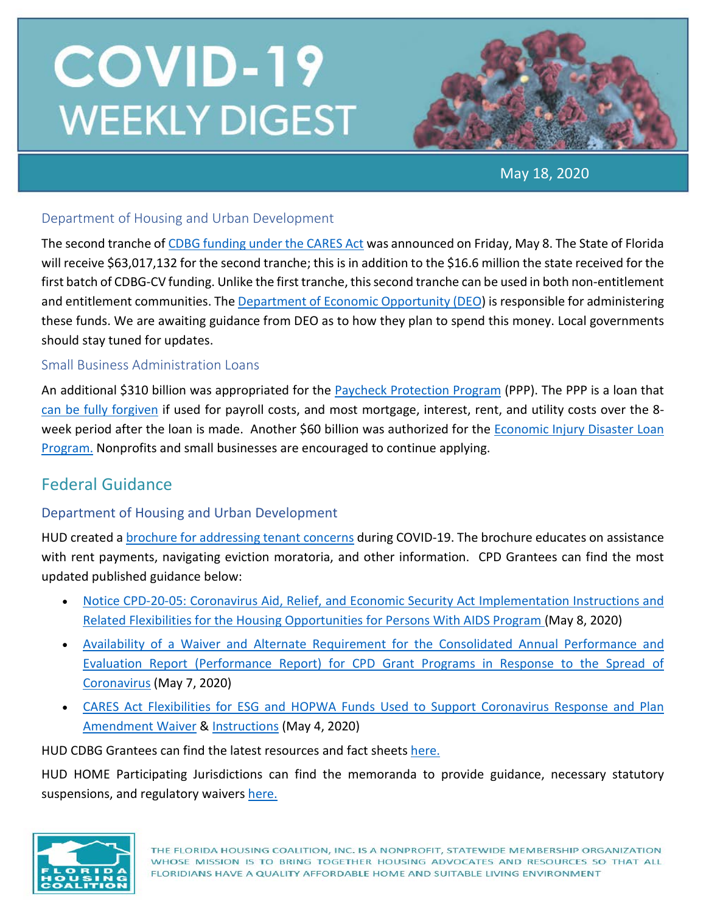# COVID-19 WEEKLY DIGEST

May 18, 2020

### Department of Housing and Urban Development

The second tranche of CDBG funding under the CARES Act was announced on Friday, May 8. The State of Florida will receive $63,017,132 for the second tranche; this is in addition to the $16.6 million the state received for the first batch of CDBG-CV funding. Unlike the first tranche, this second tranche can be used in both non-entitlement and entitlement communities. The Department of Economic Opportunity (DEO) is responsible for administering these funds. We are awaiting guidance from DEO as to how they plan to spend this money. Local governments should stay tuned for updates.

### Small Business Administration Loans

An additional $310 billion was appropriated for the Paycheck Protection Program (PPP). The PPP is a loan that can be fully forgiven if used for payroll costs, and most mortgage, interest, rent, and utility costs over the 8-week period after the loan is made. Another $60 billion was authorized for the Economic Injury Disaster Loan Program. Nonprofits and small businesses are encouraged to continue applying.

## Federal Guidance

### Department of Housing and Urban Development

HUD created a brochure for addressing tenant concerns during COVID-19. The brochure educates on assistance with rent payments, navigating eviction moratoria, and other information. CPD Grantees can find the most updated published guidance below:

- Notice CPD-20-05: Coronavirus Aid, Relief, and Economic Security Act Implementation Instructions and Related Flexibilities for the Housing Opportunities for Persons With AIDS Program (May 8, 2020)
- Availability of a Waiver and Alternate Requirement for the Consolidated Annual Performance and Evaluation Report (Performance Report) for CPD Grant Programs in Response to the Spread of Coronavirus (May 7, 2020)
- CARES Act Flexibilities for ESG and HOPWA Funds Used to Support Coronavirus Response and Plan Amendment Waiver & Instructions (May 4, 2020)

HUD CDBG Grantees can find the latest resources and fact sheets here.

HUD HOME Participating Jurisdictions can find the memoranda to provide guidance, necessary statutory suspensions, and regulatory waivers here.

THE FLORIDA HOUSING COALITION, INC. IS A NONPROFIT, STATEWIDE MEMBERSHIP ORGANIZATION WHOSE MISSION IS TO BRING TOGETHER HOUSING ADVOCATES AND RESOURCES SO THAT ALL FLORIDIANS HAVE A QUALITY AFFORDABLE HOME AND SUITABLE LIVING ENVIRONMENT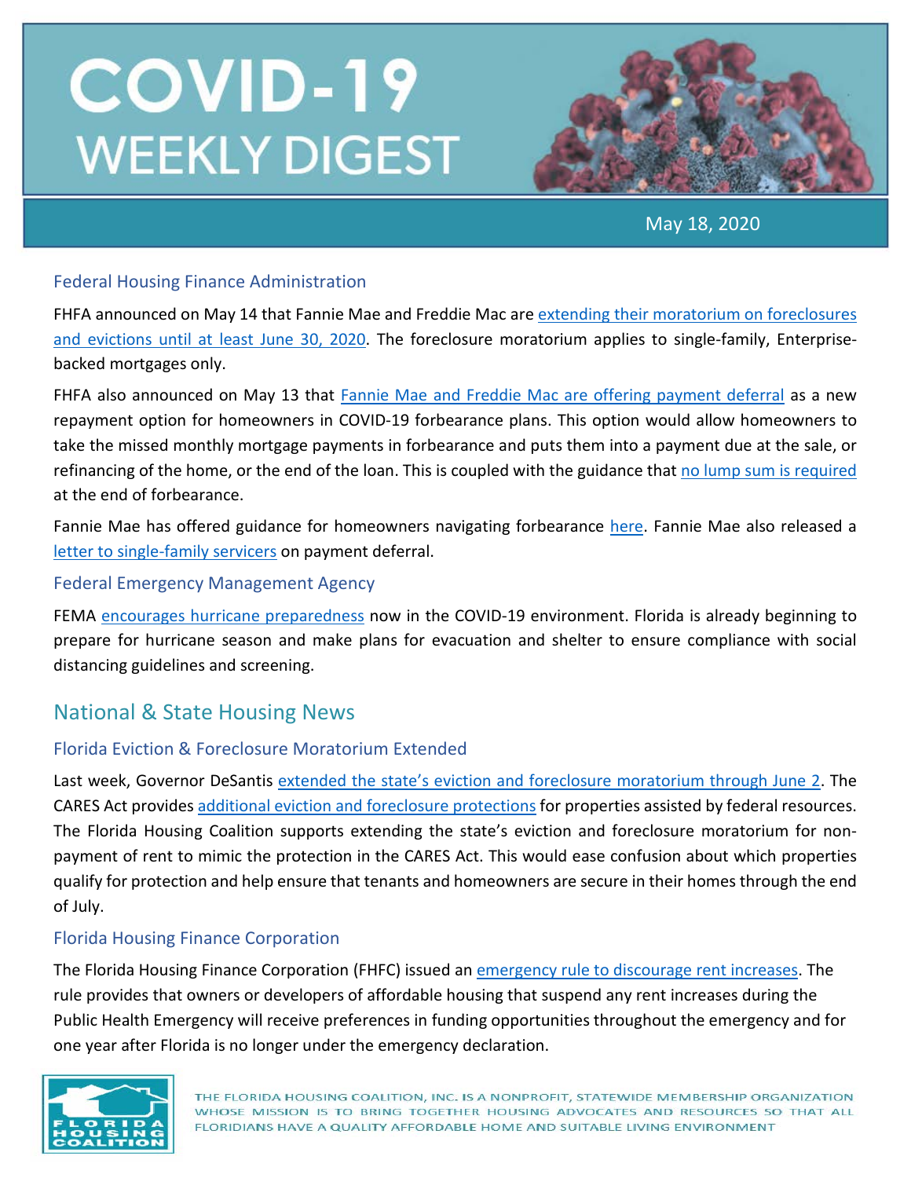# COVID-19 WEEKLY DIGEST

May 18, 2020

### Federal Housing Finance Administration

FHFA announced on May 14 that Fannie Mae and Freddie Mac are extending their moratorium on foreclosures and evictions until at least June 30, 2020. The foreclosure moratorium applies to single-family, Enterprise-backed mortgages only.

FHFA also announced on May 13 that Fannie Mae and Freddie Mac are offering payment deferral as a new repayment option for homeowners in COVID-19 forbearance plans. This option would allow homeowners to take the missed monthly mortgage payments in forbearance and puts them into a payment due at the sale, or refinancing of the home, or the end of the loan. This is coupled with the guidance that no lump sum is required at the end of forbearance.

Fannie Mae has offered guidance for homeowners navigating forbearance here. Fannie Mae also released a letter to single-family servicers on payment deferral.

### Federal Emergency Management Agency

FEMA encourages hurricane preparedness now in the COVID-19 environment. Florida is already beginning to prepare for hurricane season and make plans for evacuation and shelter to ensure compliance with social distancing guidelines and screening.

## National & State Housing News

### Florida Eviction & Foreclosure Moratorium Extended

Last week, Governor DeSantis extended the state's eviction and foreclosure moratorium through June 2. The CARES Act provides additional eviction and foreclosure protections for properties assisted by federal resources. The Florida Housing Coalition supports extending the state's eviction and foreclosure moratorium for non-payment of rent to mimic the protection in the CARES Act. This would ease confusion about which properties qualify for protection and help ensure that tenants and homeowners are secure in their homes through the end of July.

### Florida Housing Finance Corporation

The Florida Housing Finance Corporation (FHFC) issued an emergency rule to discourage rent increases. The rule provides that owners or developers of affordable housing that suspend any rent increases during the Public Health Emergency will receive preferences in funding opportunities throughout the emergency and for one year after Florida is no longer under the emergency declaration.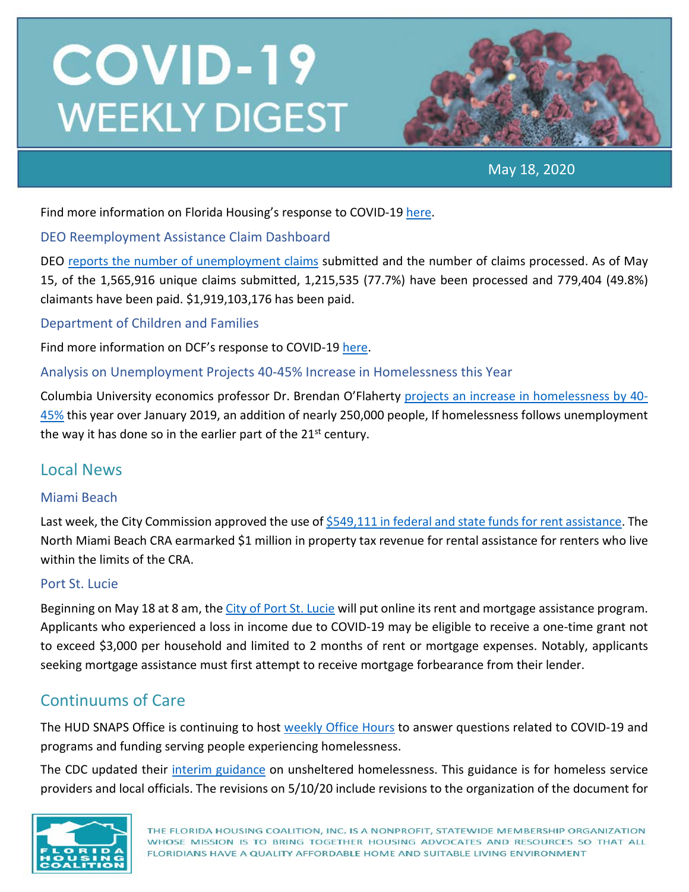# COVID-19 WEEKLY DIGEST

May 18, 2020

Find more information on Florida Housing's response to COVID-19 here.

### DEO Reemployment Assistance Claim Dashboard

DEO reports the number of unemployment claims submitted and the number of claims processed. As of May 15, of the 1,565,916 unique claims submitted, 1,215,535 (77.7%) have been processed and 779,404 (49.8%) claimants have been paid. $1,919,103,176 has been paid.

### Department of Children and Families

Find more information on DCF's response to COVID-19 here.

### Analysis on Unemployment Projects 40-45% Increase in Homelessness this Year

Columbia University economics professor Dr. Brendan O'Flaherty projects an increase in homelessness by 40-45% this year over January 2019, an addition of nearly 250,000 people, If homelessness follows unemployment the way it has done so in the earlier part of the 21st century.

## Local News

### Miami Beach

Last week, the City Commission approved the use of $549,111 in federal and state funds for rent assistance. The North Miami Beach CRA earmarked $1 million in property tax revenue for rental assistance for renters who live within the limits of the CRA.

### Port St. Lucie

Beginning on May 18 at 8 am, the City of Port St. Lucie will put online its rent and mortgage assistance program. Applicants who experienced a loss in income due to COVID-19 may be eligible to receive a one-time grant not to exceed $3,000 per household and limited to 2 months of rent or mortgage expenses. Notably, applicants seeking mortgage assistance must first attempt to receive mortgage forbearance from their lender.

## Continuums of Care

The HUD SNAPS Office is continuing to host weekly Office Hours to answer questions related to COVID-19 and programs and funding serving people experiencing homelessness.

The CDC updated their interim guidance on unsheltered homelessness. This guidance is for homeless service providers and local officials. The revisions on 5/10/20 include revisions to the organization of the document for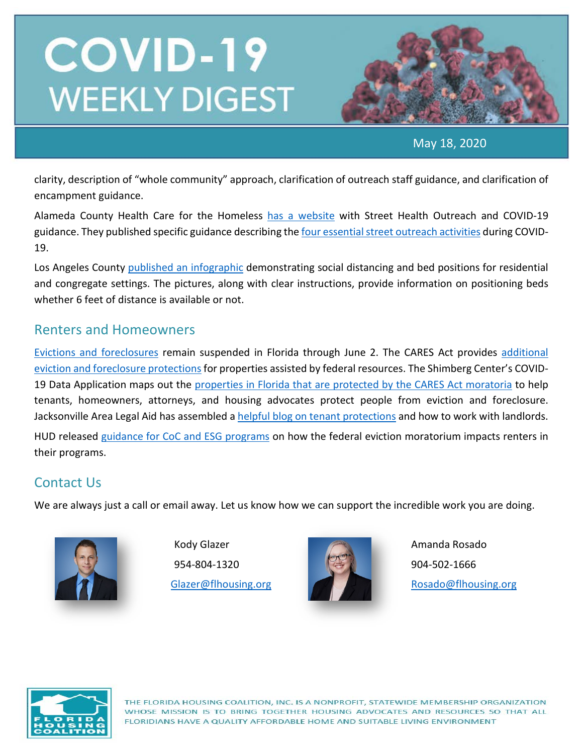clarity, description of "whole community" approach, clarification of outreach staff guidance, and clarification of encampment guidance.

Alameda County Health Care for the Homeless has a website with Street Health Outreach and COVID-19 guidance. They published specific guidance describing the four essential street outreach activities during COVID-19.

Los Angeles County published an infographic demonstrating social distancing and bed positions for residential and congregate settings. The pictures, along with clear instructions, provide information on positioning beds whether 6 feet of distance is available or not.

## Renters and Homeowners

Evictions and foreclosures remain suspended in Florida through June 2. The CARES Act provides additional eviction and foreclosure protections for properties assisted by federal resources. The Shimberg Center's COVID-19 Data Application maps out the properties in Florida that are protected by the CARES Act moratoria to help tenants, homeowners, attorneys, and housing advocates protect people from eviction and foreclosure. Jacksonville Area Legal Aid has assembled a helpful blog on tenant protections and how to work with landlords.

HUD released guidance for CoC and ESG programs on how the federal eviction moratorium impacts renters in their programs.

## Contact Us

We are always just a call or email away. Let us know how we can support the incredible work you are doing.

Kody Glazer
954-804-1320
Glazer@flhousing.org

Amanda Rosado
904-502-1666
Rosado@flhousing.org

THE FLORIDA HOUSING COALITION, INC. IS A NONPROFIT, STATEWIDE MEMBERSHIP ORGANIZATION WHOSE MISSION IS TO BRING TOGETHER HOUSING ADVOCATES AND RESOURCES SO THAT ALL FLORIDIANS HAVE A QUALITY AFFORDABLE HOME AND SUITABLE LIVING ENVIRONMENT